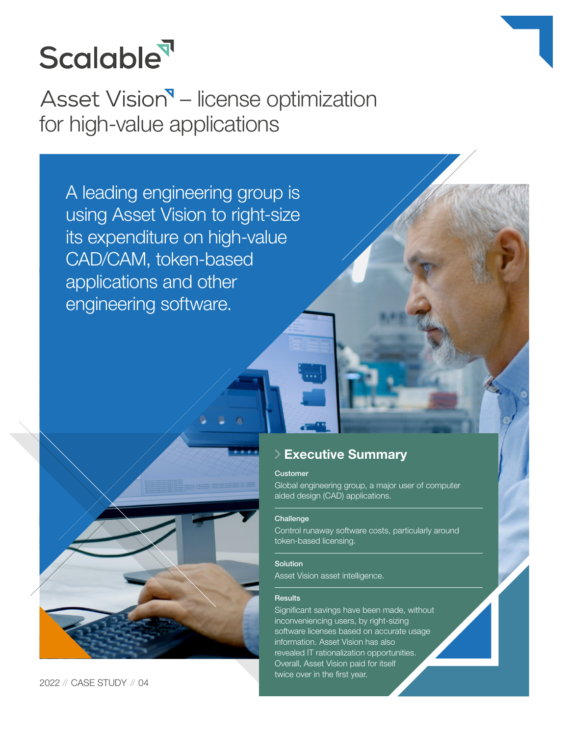Scalable

# Asset Vision – license optimization for high-value applications

A leading engineering group is using Asset Vision to right-size its expenditure on high-value CAD/CAM, token-based applications and other engineering software.

## Executive Summary

**Customer**

Global engineering group, a major user of computer aided design (CAD) applications.

**Challenge**

Control runaway software costs, particularly around token-based licensing.

**Solution**

Asset Vision asset intelligence.

**Results**

Significant savings have been made, without inconveniencing users, by right-sizing software licenses based on accurate usage information. Asset Vision has also revealed IT rationalization opportunities. Overall, Asset Vision paid for itself twice over in the first year.

2022 // CASE STUDY // 04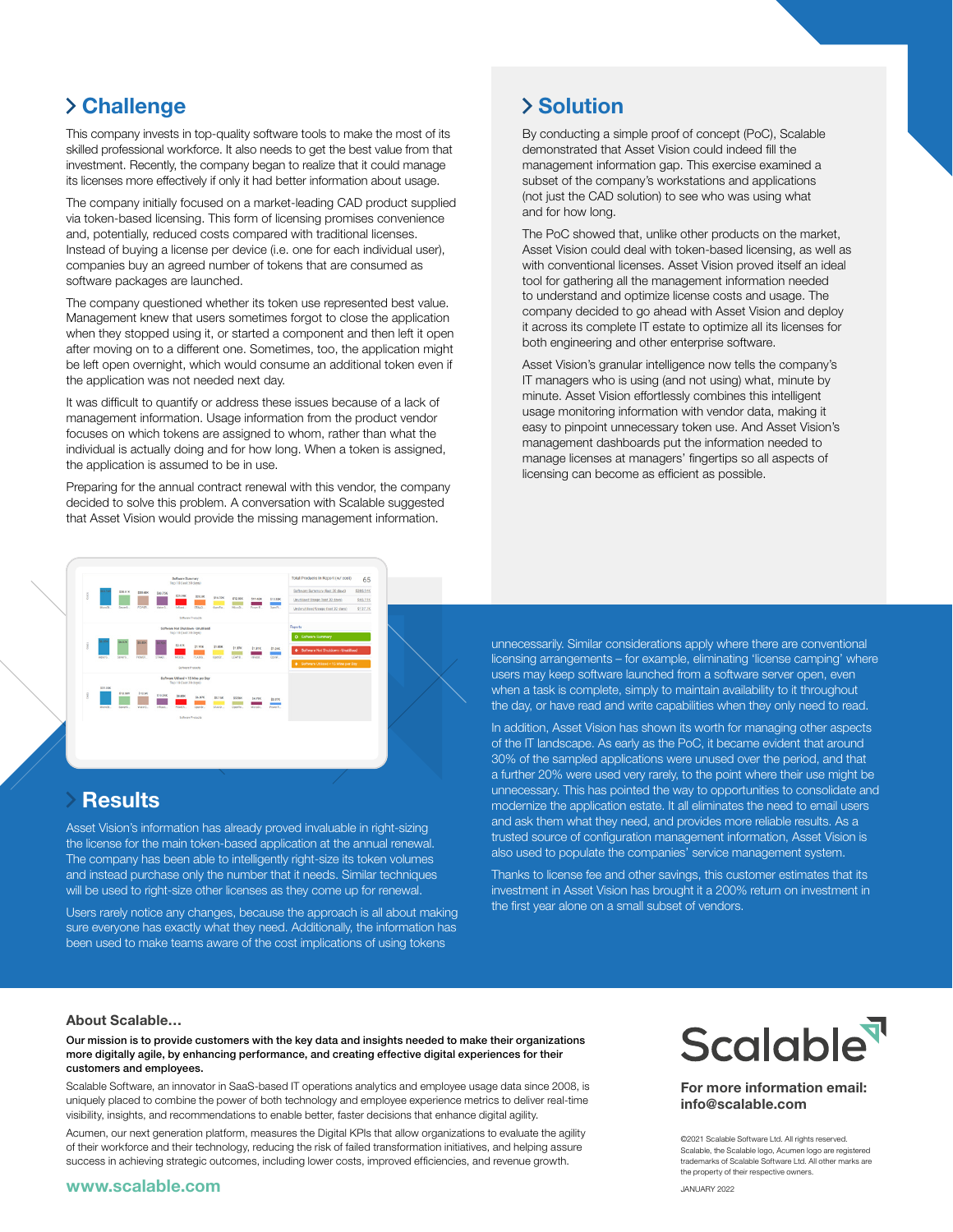## Challenge

This company invests in top-quality software tools to make the most of its skilled professional workforce. It also needs to get the best value from that investment. Recently, the company began to realize that it could manage its licenses more effectively if only it had better information about usage.

The company initially focused on a market-leading CAD product supplied via token-based licensing. This form of licensing promises convenience and, potentially, reduced costs compared with traditional licenses. Instead of buying a license per device (i.e. one for each individual user), companies buy an agreed number of tokens that are consumed as software packages are launched.

The company questioned whether its token use represented best value. Management knew that users sometimes forgot to close the application when they stopped using it, or started a component and then left it open after moving on to a different one. Sometimes, too, the application might be left open overnight, which would consume an additional token even if the application was not needed next day.

It was difficult to quantify or address these issues because of a lack of management information. Usage information from the product vendor focuses on which tokens are assigned to whom, rather than what the individual is actually doing and for how long. When a token is assigned, the application is assumed to be in use.

Preparing for the annual contract renewal with this vendor, the company decided to solve this problem. A conversation with Scalable suggested that Asset Vision would provide the missing management information.

## Solution

By conducting a simple proof of concept (PoC), Scalable demonstrated that Asset Vision could indeed fill the management information gap. This exercise examined a subset of the company's workstations and applications (not just the CAD solution) to see who was using what and for how long.

The PoC showed that, unlike other products on the market, Asset Vision could deal with token-based licensing, as well as with conventional licenses. Asset Vision proved itself an ideal tool for gathering all the management information needed to understand and optimize license costs and usage. The company decided to go ahead with Asset Vision and deploy it across its complete IT estate to optimize all its licenses for both engineering and other enterprise software.

Asset Vision's granular intelligence now tells the company's IT managers who is using (and not using) what, minute by minute. Asset Vision effortlessly combines this intelligent usage monitoring information with vendor data, making it easy to pinpoint unnecessary token use. And Asset Vision's management dashboards put the information needed to manage licenses at managers' fingertips so all aspects of licensing can become as efficient as possible.

## Results

Asset Vision's information has already proved invaluable in right-sizing the license for the main token-based application at the annual renewal. The company has been able to intelligently right-size its token volumes and instead purchase only the number that it needs. Similar techniques will be used to right-size other licenses as they come up for renewal.

Users rarely notice any changes, because the approach is all about making sure everyone has exactly what they need. Additionally, the information has been used to make teams aware of the cost implications of using tokens unnecessarily. Similar considerations apply where there are conventional licensing arrangements – for example, eliminating 'license camping' where users may keep software launched from a software server open, even when a task is complete, simply to maintain availability to it throughout the day, or have read and write capabilities when they only need to read.

In addition, Asset Vision has shown its worth for managing other aspects of the IT landscape. As early as the PoC, it became evident that around 30% of the sampled applications were unused over the period, and that a further 20% were used very rarely, to the point where their use might be unnecessary. This has pointed the way to opportunities to consolidate and modernize the application estate. It all eliminates the need to email users and ask them what they need, and provides more reliable results. As a trusted source of configuration management information, Asset Vision is also used to populate the companies' service management system.

Thanks to license fee and other savings, this customer estimates that its investment in Asset Vision has brought it a 200% return on investment in the first year alone on a small subset of vendors.

### About Scalable…

**Our mission is to provide customers with the key data and insights needed to make their organizations more digitally agile, by enhancing performance, and creating effective digital experiences for their customers and employees.**

Scalable Software, an innovator in SaaS-based IT operations analytics and employee usage data since 2008, is uniquely placed to combine the power of both technology and employee experience metrics to deliver real-time visibility, insights, and recommendations to enable better, faster decisions that enhance digital agility.

Acumen, our next generation platform, measures the Digital KPIs that allow organizations to evaluate the agility of their workforce and their technology, reducing the risk of failed transformation initiatives, and helping assure success in achieving strategic outcomes, including lower costs, improved efficiencies, and revenue growth.

**www.scalable.com**

Scalable

**For more information email: info@scalable.com**

©2021 Scalable Software Ltd. All rights reserved. Scalable, the Scalable logo, Acumen logo are registered trademarks of Scalable Software Ltd. All other marks are the property of their respective owners.

JANUARY 2022